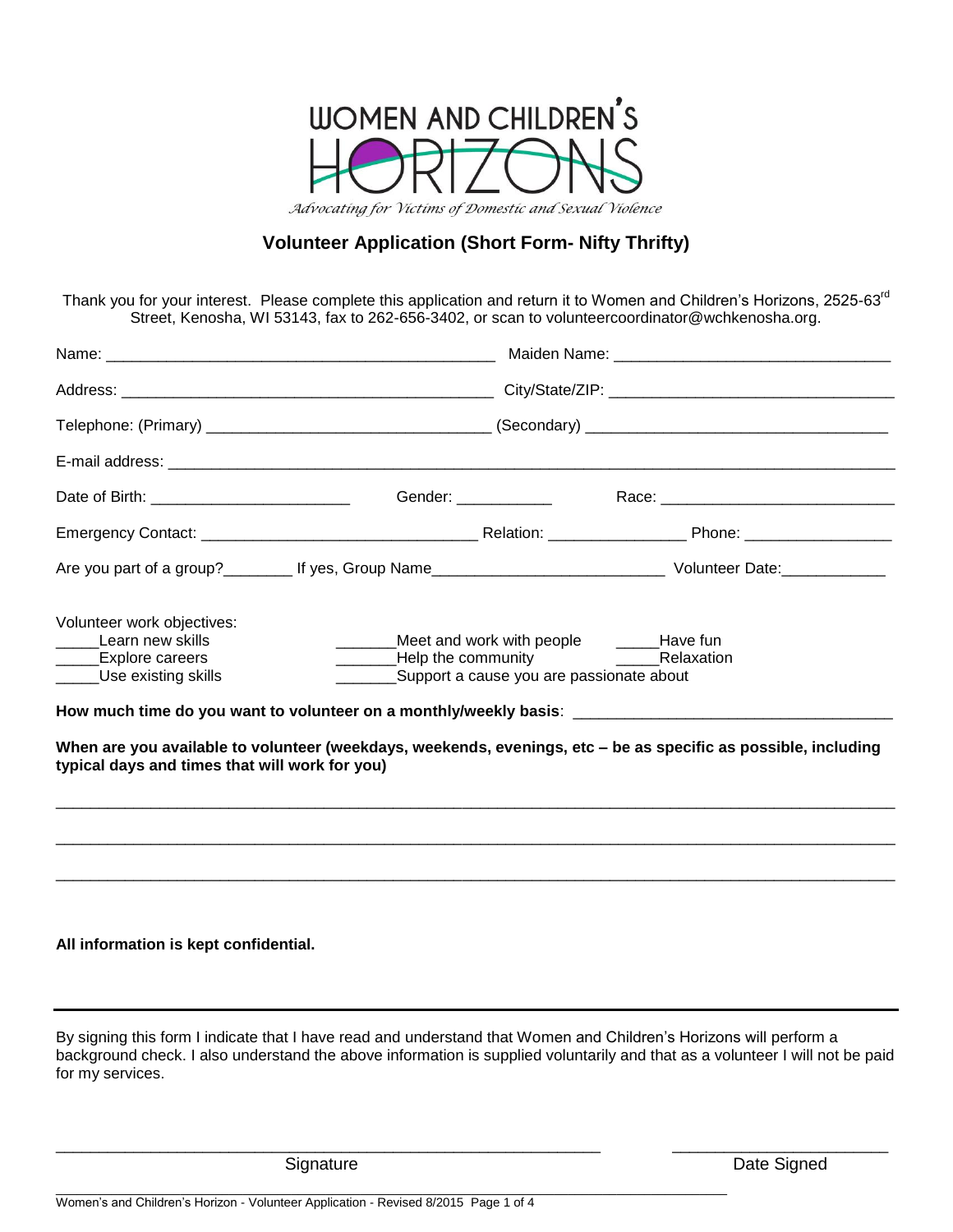WOMEN AND CHILDREN'S HORIZONS

*Advocating for Victims of Domestic and Sexual Violence*

## Volunteer Application (Short Form- Nifty Thrifty)

Thank you for your interest. Please complete this application and return it to Women and Children's Horizons, 2525-63rd Street, Kenosha, WI 53143, fax to 262-656-3402, or scan to volunteercoordinator@wchkenosha.org.

Name: ______________________________________________ Maiden Name: ________________________________

Address: ____________________________________________ City/State/ZIP: _________________________________

Telephone: (Primary) _________________________________ (Secondary) __________________________________

E-mail address: ___________________________________________________________________________________

Date of Birth: _______________________ Gender: ___________ Race: ___________________________

Emergency Contact: _______________________________ Relation: _______________ Phone: ________________

Are you part of a group?________ If yes, Group Name__________________________ Volunteer Date:____________

Volunteer work objectives:

_____Learn new skills
_____Explore careers
_____Use existing skills
_______Meet and work with people
_______Help the community
_______Support a cause you are passionate about
_____Have fun
_____Relaxation

**How much time do you want to volunteer on a monthly/weekly basis**: ___________________________________

**When are you available to volunteer (weekdays, weekends, evenings, etc – be as specific as possible, including typical days and times that will work for you)**

___________________________________________________________________________________________________

___________________________________________________________________________________________________

___________________________________________________________________________________________________

**All information is kept confidential.**

---

By signing this form I indicate that I have read and understand that Women and Children's Horizons will perform a background check. I also understand the above information is supplied voluntarily and that as a volunteer I will not be paid for my services.

_____________________________________________________ ______________________

Signature Date Signed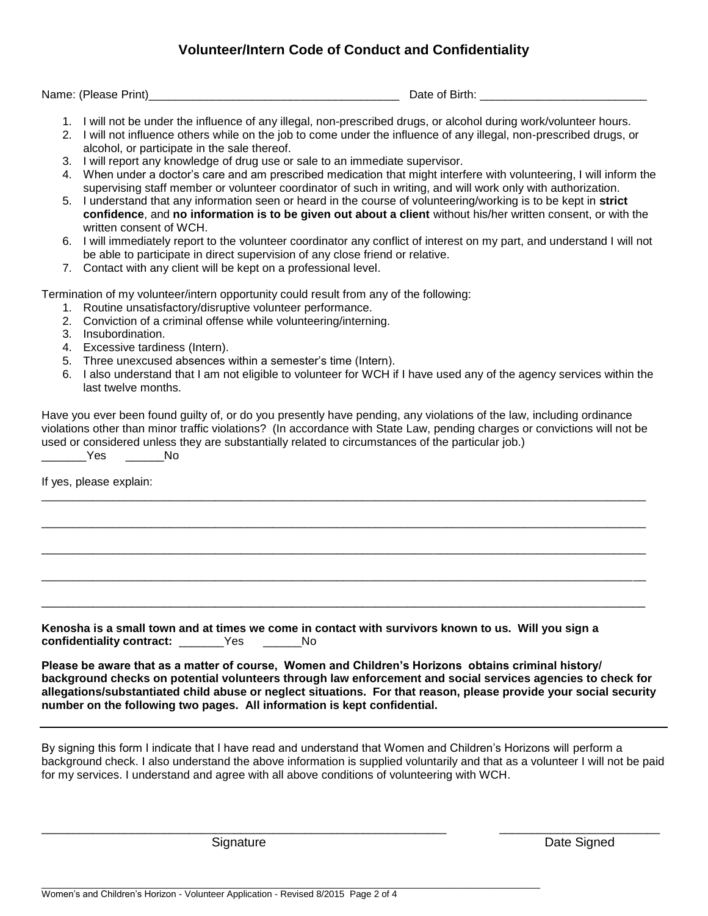## Volunteer/Intern Code of Conduct and Confidentiality

Name: (Please Print)_______________________________________ Date of Birth: _________________________

1. I will not be under the influence of any illegal, non-prescribed drugs, or alcohol during work/volunteer hours.
2. I will not influence others while on the job to come under the influence of any illegal, non-prescribed drugs, or alcohol, or participate in the sale thereof.
3. I will report any knowledge of drug use or sale to an immediate supervisor.
4. When under a doctor's care and am prescribed medication that might interfere with volunteering, I will inform the supervising staff member or volunteer coordinator of such in writing, and will work only with authorization.
5. I understand that any information seen or heard in the course of volunteering/working is to be kept in **strict confidence**, and **no information is to be given out about a client** without his/her written consent, or with the written consent of WCH.
6. I will immediately report to the volunteer coordinator any conflict of interest on my part, and understand I will not be able to participate in direct supervision of any close friend or relative.
7. Contact with any client will be kept on a professional level.

Termination of my volunteer/intern opportunity could result from any of the following:

1. Routine unsatisfactory/disruptive volunteer performance.
2. Conviction of a criminal offense while volunteering/interning.
3. Insubordination.
4. Excessive tardiness (Intern).
5. Three unexcused absences within a semester's time (Intern).
6. I also understand that I am not eligible to volunteer for WCH if I have used any of the agency services within the last twelve months.

Have you ever been found guilty of, or do you presently have pending, any violations of the law, including ordinance violations other than minor traffic violations? (In accordance with State Law, pending charges or convictions will not be used or considered unless they are substantially related to circumstances of the particular job.)

_______Yes ______No

If yes, please explain:

_____________________________________________________________________________________________

_____________________________________________________________________________________________

_____________________________________________________________________________________________

_____________________________________________________________________________________________

_____________________________________________________________________________________________

**Kenosha is a small town and at times we come in contact with survivors known to us. Will you sign a confidentiality contract:** _______Yes ______No

**Please be aware that as a matter of course, Women and Children's Horizons obtains criminal history/ background checks on potential volunteers through law enforcement and social services agencies to check for allegations/substantiated child abuse or neglect situations. For that reason, please provide your social security number on the following two pages. All information is kept confidential.**

---

By signing this form I indicate that I have read and understand that Women and Children's Horizons will perform a background check. I also understand the above information is supplied voluntarily and that as a volunteer I will not be paid for my services. I understand and agree with all above conditions of volunteering with WCH.

_____________________________________________________________ _______________________

Signature Date Signed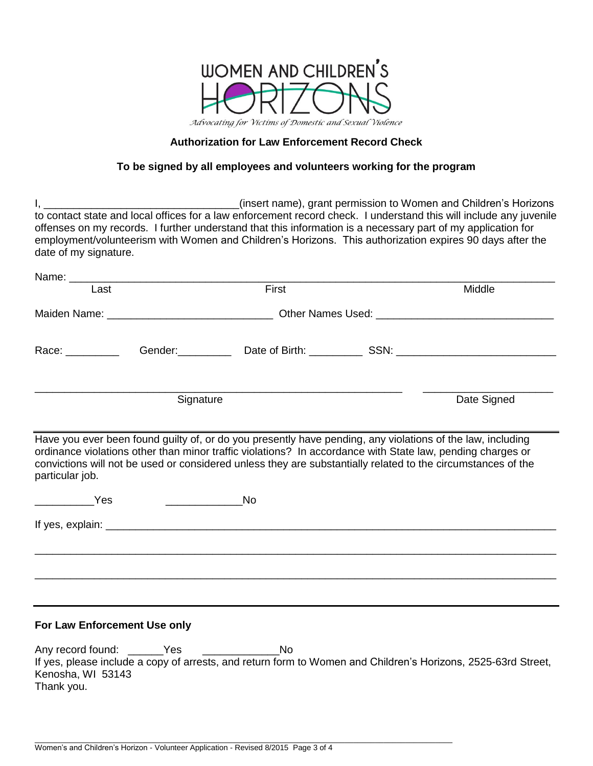WOMEN AND CHILDREN'S HORIZONS

*Advocating for Victims of Domestic and Sexual Violence*

**Authorization for Law Enforcement Record Check**

**To be signed by all employees and volunteers working for the program**

I, _________________________________(insert name), grant permission to Women and Children's Horizons to contact state and local offices for a law enforcement record check. I understand this will include any juvenile offenses on my records. I further understand that this information is a necessary part of my application for employment/volunteerism with Women and Children's Horizons. This authorization expires 90 days after the date of my signature.

Name: ______________________________________________________________________________
Last                                        First                                        Middle

Maiden Name: ___________________________ Other Names Used: ______________________________

Race: _________ Gender:_________ Date of Birth: _________ SSN: ___________________________

_______________________________________________________________ _____________________
Signature                                        Date Signed

---

Have you ever been found guilty of, or do you presently have pending, any violations of the law, including ordinance violations other than minor traffic violations? In accordance with State law, pending charges or convictions will not be used or considered unless they are substantially related to the circumstances of the particular job.

__________Yes    _____________No

If yes, explain: __________________________________________________________________________

________________________________________________________________________________________

________________________________________________________________________________________

---

**For Law Enforcement Use only**

Any record found: ______Yes    _____________No

If yes, please include a copy of arrests, and return form to Women and Children's Horizons, 2525-63rd Street, Kenosha, WI 53143

Thank you.

Women's and Children's Horizon - Volunteer Application - Revised 8/2015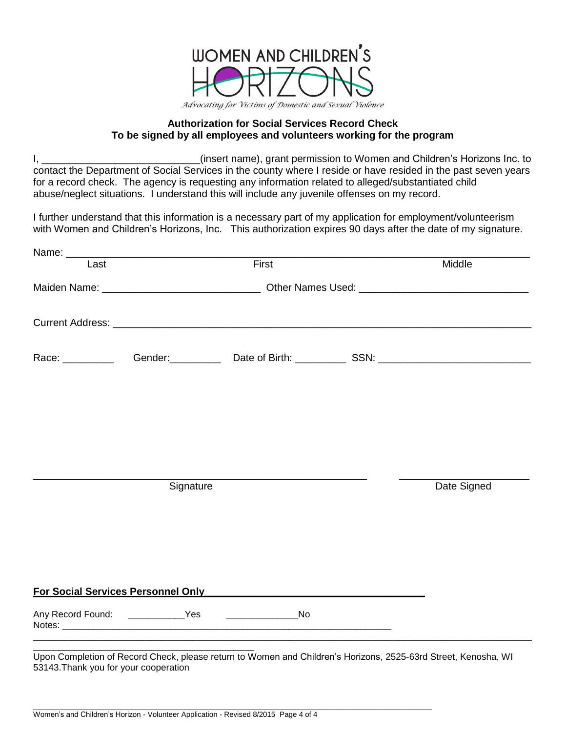WOMEN AND CHILDREN'S HORIZONS

*Advocating for Victims of Domestic and Sexual Violence*

**Authorization for Social Services Record Check**
**To be signed by all employees and volunteers working for the program**

I, ____________________________(insert name), grant permission to Women and Children's Horizons Inc. to contact the Department of Social Services in the county where I reside or have resided in the past seven years for a record check. The agency is requesting any information related to alleged/substantiated child abuse/neglect situations. I understand this will include any juvenile offenses on my record.

I further understand that this information is a necessary part of my application for employment/volunteerism with Women and Children's Horizons, Inc. This authorization expires 90 days after the date of my signature.

Name: ______________________________________________________________________________
Last First Middle

Maiden Name: ____________________________ Other Names Used: ______________________________

Current Address: _____________________________________________________________________________

Race: _________ Gender:_________ Date of Birth: _________ SSN: ___________________________

______________________________________________________________ ________________________
Signature Date Signed

**For Social Services Personnel Only**

Any Record Found: ___________Yes ______________No

Notes: ___________________________________________________________________

Upon Completion of Record Check, please return to Women and Children's Horizons, 2525-63rd Street, Kenosha, WI 53143.Thank you for your cooperation